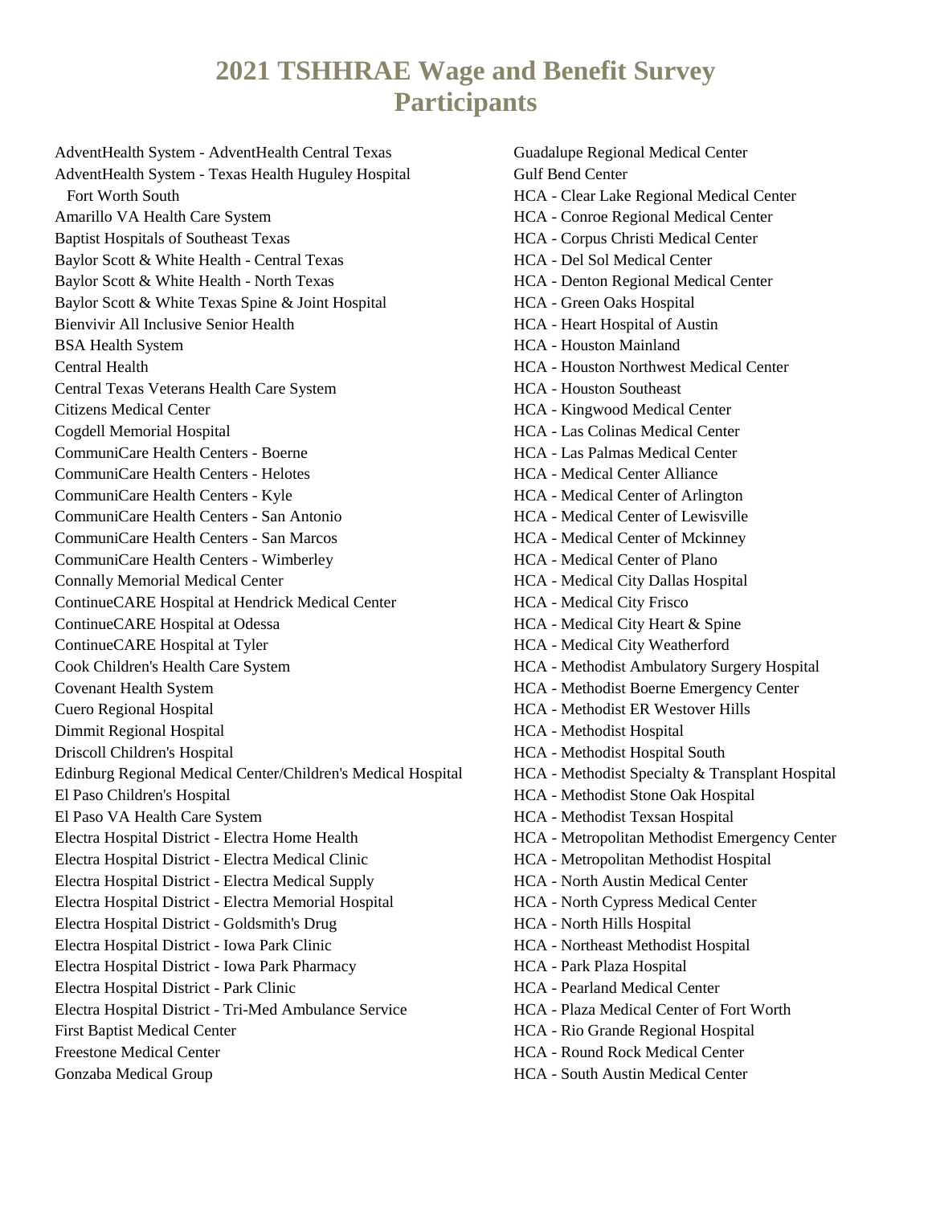# 2021 TSHHRAE Wage and Benefit Survey Participants

AdventHealth System - AdventHealth Central Texas
AdventHealth System - Texas Health Huguley Hospital Fort Worth South
Amarillo VA Health Care System
Baptist Hospitals of Southeast Texas
Baylor Scott & White Health - Central Texas
Baylor Scott & White Health - North Texas
Baylor Scott & White Texas Spine & Joint Hospital
Bienvivir All Inclusive Senior Health
BSA Health System
Central Health
Central Texas Veterans Health Care System
Citizens Medical Center
Cogdell Memorial Hospital
CommuniCare Health Centers - Boerne
CommuniCare Health Centers - Helotes
CommuniCare Health Centers - Kyle
CommuniCare Health Centers - San Antonio
CommuniCare Health Centers - San Marcos
CommuniCare Health Centers - Wimberley
Connally Memorial Medical Center
ContinueCARE Hospital at Hendrick Medical Center
ContinueCARE Hospital at Odessa
ContinueCARE Hospital at Tyler
Cook Children's Health Care System
Covenant Health System
Cuero Regional Hospital
Dimmit Regional Hospital
Driscoll Children's Hospital
Edinburg Regional Medical Center/Children's Medical Hospital
El Paso Children's Hospital
El Paso VA Health Care System
Electra Hospital District - Electra Home Health
Electra Hospital District - Electra Medical Clinic
Electra Hospital District - Electra Medical Supply
Electra Hospital District - Electra Memorial Hospital
Electra Hospital District - Goldsmith's Drug
Electra Hospital District - Iowa Park Clinic
Electra Hospital District - Iowa Park Pharmacy
Electra Hospital District - Park Clinic
Electra Hospital District - Tri-Med Ambulance Service
First Baptist Medical Center
Freestone Medical Center
Gonzaba Medical Group
Guadalupe Regional Medical Center
Gulf Bend Center
HCA - Clear Lake Regional Medical Center
HCA - Conroe Regional Medical Center
HCA - Corpus Christi Medical Center
HCA - Del Sol Medical Center
HCA - Denton Regional Medical Center
HCA - Green Oaks Hospital
HCA - Heart Hospital of Austin
HCA - Houston Mainland
HCA - Houston Northwest Medical Center
HCA - Houston Southeast
HCA - Kingwood Medical Center
HCA - Las Colinas Medical Center
HCA - Las Palmas Medical Center
HCA - Medical Center Alliance
HCA - Medical Center of Arlington
HCA - Medical Center of Lewisville
HCA - Medical Center of Mckinney
HCA - Medical Center of Plano
HCA - Medical City Dallas Hospital
HCA - Medical City Frisco
HCA - Medical City Heart & Spine
HCA - Medical City Weatherford
HCA - Methodist Ambulatory Surgery Hospital
HCA - Methodist Boerne Emergency Center
HCA - Methodist ER Westover Hills
HCA - Methodist Hospital
HCA - Methodist Hospital South
HCA - Methodist Specialty & Transplant Hospital
HCA - Methodist Stone Oak Hospital
HCA - Methodist Texsan Hospital
HCA - Metropolitan Methodist Emergency Center
HCA - Metropolitan Methodist Hospital
HCA - North Austin Medical Center
HCA - North Cypress Medical Center
HCA - North Hills Hospital
HCA - Northeast Methodist Hospital
HCA - Park Plaza Hospital
HCA - Pearland Medical Center
HCA - Plaza Medical Center of Fort Worth
HCA - Rio Grande Regional Hospital
HCA - Round Rock Medical Center
HCA - South Austin Medical Center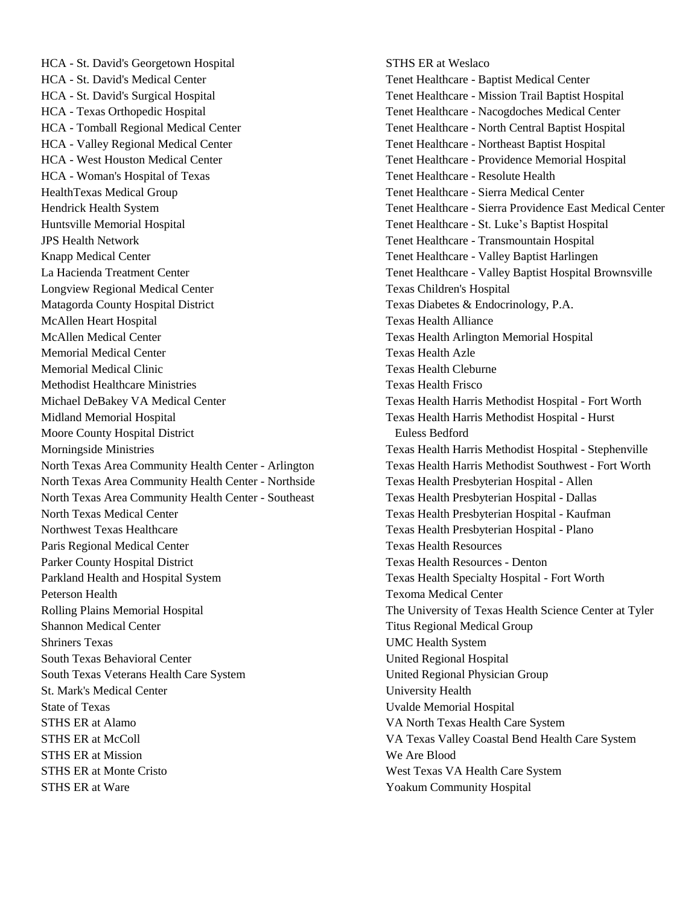HCA - St. David's Georgetown Hospital
HCA - St. David's Medical Center
HCA - St. David's Surgical Hospital
HCA - Texas Orthopedic Hospital
HCA - Tomball Regional Medical Center
HCA - Valley Regional Medical Center
HCA - West Houston Medical Center
HCA - Woman's Hospital of Texas
HealthTexas Medical Group
Hendrick Health System
Huntsville Memorial Hospital
JPS Health Network
Knapp Medical Center
La Hacienda Treatment Center
Longview Regional Medical Center
Matagorda County Hospital District
McAllen Heart Hospital
McAllen Medical Center
Memorial Medical Center
Memorial Medical Clinic
Methodist Healthcare Ministries
Michael DeBakey VA Medical Center
Midland Memorial Hospital
Moore County Hospital District
Morningside Ministries
North Texas Area Community Health Center - Arlington
North Texas Area Community Health Center - Northside
North Texas Area Community Health Center - Southeast
North Texas Medical Center
Northwest Texas Healthcare
Paris Regional Medical Center
Parker County Hospital District
Parkland Health and Hospital System
Peterson Health
Rolling Plains Memorial Hospital
Shannon Medical Center
Shriners Texas
South Texas Behavioral Center
South Texas Veterans Health Care System
St. Mark's Medical Center
State of Texas
STHS ER at Alamo
STHS ER at McColl
STHS ER at Mission
STHS ER at Monte Cristo
STHS ER at Ware
STHS ER at Weslaco
Tenet Healthcare - Baptist Medical Center
Tenet Healthcare - Mission Trail Baptist Hospital
Tenet Healthcare - Nacogdoches Medical Center
Tenet Healthcare - North Central Baptist Hospital
Tenet Healthcare - Northeast Baptist Hospital
Tenet Healthcare - Providence Memorial Hospital
Tenet Healthcare - Resolute Health
Tenet Healthcare - Sierra Medical Center
Tenet Healthcare - Sierra Providence East Medical Center
Tenet Healthcare - St. Luke's Baptist Hospital
Tenet Healthcare - Transmountain Hospital
Tenet Healthcare - Valley Baptist Harlingen
Tenet Healthcare - Valley Baptist Hospital Brownsville
Texas Children's Hospital
Texas Diabetes & Endocrinology, P.A.
Texas Health Alliance
Texas Health Arlington Memorial Hospital
Texas Health Azle
Texas Health Cleburne
Texas Health Frisco
Texas Health Harris Methodist Hospital - Fort Worth
Texas Health Harris Methodist Hospital - Hurst Euless Bedford
Texas Health Harris Methodist Hospital - Stephenville
Texas Health Harris Methodist Southwest - Fort Worth
Texas Health Presbyterian Hospital - Allen
Texas Health Presbyterian Hospital - Dallas
Texas Health Presbyterian Hospital - Kaufman
Texas Health Presbyterian Hospital - Plano
Texas Health Resources
Texas Health Resources - Denton
Texas Health Specialty Hospital - Fort Worth
Texoma Medical Center
The University of Texas Health Science Center at Tyler
Titus Regional Medical Group
UMC Health System
United Regional Hospital
United Regional Physician Group
University Health
Uvalde Memorial Hospital
VA North Texas Health Care System
VA Texas Valley Coastal Bend Health Care System
We Are Blood
West Texas VA Health Care System
Yoakum Community Hospital